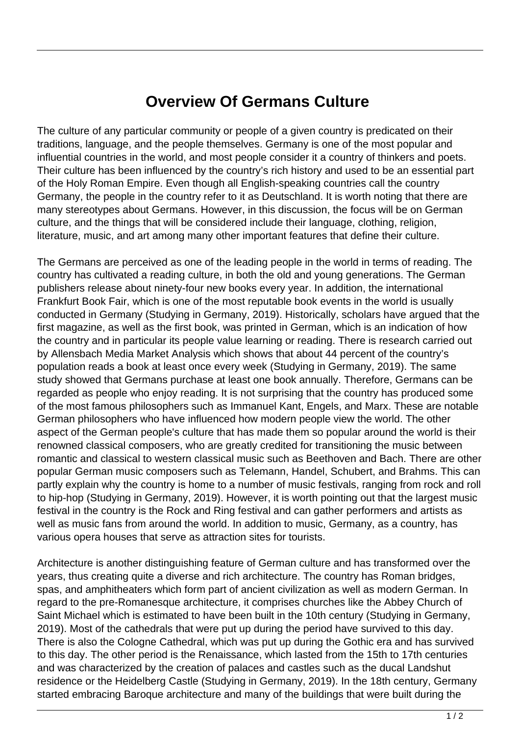# Overview Of Germans Culture

The culture of any particular community or people of a given country is predicated on their traditions, language, and the people themselves. Germany is one of the most popular and influential countries in the world, and most people consider it a country of thinkers and poets. Their culture has been influenced by the country's rich history and used to be an essential part of the Holy Roman Empire. Even though all English-speaking countries call the country Germany, the people in the country refer to it as Deutschland. It is worth noting that there are many stereotypes about Germans. However, in this discussion, the focus will be on German culture, and the things that will be considered include their language, clothing, religion, literature, music, and art among many other important features that define their culture.

The Germans are perceived as one of the leading people in the world in terms of reading. The country has cultivated a reading culture, in both the old and young generations. The German publishers release about ninety-four new books every year. In addition, the international Frankfurt Book Fair, which is one of the most reputable book events in the world is usually conducted in Germany (Studying in Germany, 2019). Historically, scholars have argued that the first magazine, as well as the first book, was printed in German, which is an indication of how the country and in particular its people value learning or reading. There is research carried out by Allensbach Media Market Analysis which shows that about 44 percent of the country's population reads a book at least once every week (Studying in Germany, 2019). The same study showed that Germans purchase at least one book annually. Therefore, Germans can be regarded as people who enjoy reading. It is not surprising that the country has produced some of the most famous philosophers such as Immanuel Kant, Engels, and Marx. These are notable German philosophers who have influenced how modern people view the world. The other aspect of the German people's culture that has made them so popular around the world is their renowned classical composers, who are greatly credited for transitioning the music between romantic and classical to western classical music such as Beethoven and Bach. There are other popular German music composers such as Telemann, Handel, Schubert, and Brahms. This can partly explain why the country is home to a number of music festivals, ranging from rock and roll to hip-hop (Studying in Germany, 2019). However, it is worth pointing out that the largest music festival in the country is the Rock and Ring festival and can gather performers and artists as well as music fans from around the world. In addition to music, Germany, as a country, has various opera houses that serve as attraction sites for tourists.

Architecture is another distinguishing feature of German culture and has transformed over the years, thus creating quite a diverse and rich architecture. The country has Roman bridges, spas, and amphitheaters which form part of ancient civilization as well as modern German. In regard to the pre-Romanesque architecture, it comprises churches like the Abbey Church of Saint Michael which is estimated to have been built in the 10th century (Studying in Germany, 2019). Most of the cathedrals that were put up during the period have survived to this day. There is also the Cologne Cathedral, which was put up during the Gothic era and has survived to this day. The other period is the Renaissance, which lasted from the 15th to 17th centuries and was characterized by the creation of palaces and castles such as the ducal Landshut residence or the Heidelberg Castle (Studying in Germany, 2019). In the 18th century, Germany started embracing Baroque architecture and many of the buildings that were built during the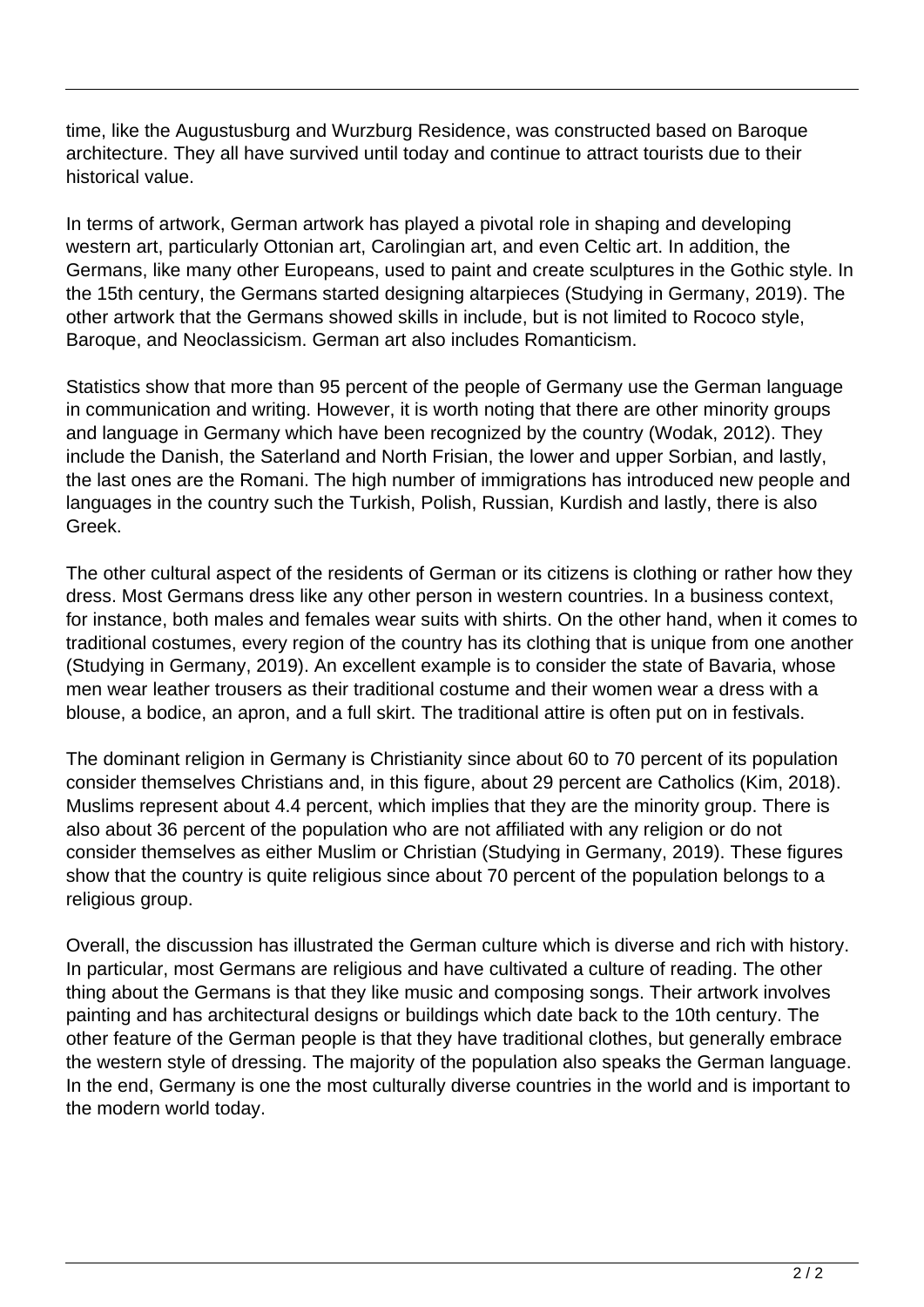time, like the Augustusburg and Wurzburg Residence, was constructed based on Baroque architecture. They all have survived until today and continue to attract tourists due to their historical value.

In terms of artwork, German artwork has played a pivotal role in shaping and developing western art, particularly Ottonian art, Carolingian art, and even Celtic art. In addition, the Germans, like many other Europeans, used to paint and create sculptures in the Gothic style. In the 15th century, the Germans started designing altarpieces (Studying in Germany, 2019). The other artwork that the Germans showed skills in include, but is not limited to Rococo style, Baroque, and Neoclassicism. German art also includes Romanticism.

Statistics show that more than 95 percent of the people of Germany use the German language in communication and writing. However, it is worth noting that there are other minority groups and language in Germany which have been recognized by the country (Wodak, 2012). They include the Danish, the Saterland and North Frisian, the lower and upper Sorbian, and lastly, the last ones are the Romani. The high number of immigrations has introduced new people and languages in the country such the Turkish, Polish, Russian, Kurdish and lastly, there is also Greek.

The other cultural aspect of the residents of German or its citizens is clothing or rather how they dress. Most Germans dress like any other person in western countries. In a business context, for instance, both males and females wear suits with shirts. On the other hand, when it comes to traditional costumes, every region of the country has its clothing that is unique from one another (Studying in Germany, 2019). An excellent example is to consider the state of Bavaria, whose men wear leather trousers as their traditional costume and their women wear a dress with a blouse, a bodice, an apron, and a full skirt. The traditional attire is often put on in festivals.

The dominant religion in Germany is Christianity since about 60 to 70 percent of its population consider themselves Christians and, in this figure, about 29 percent are Catholics (Kim, 2018). Muslims represent about 4.4 percent, which implies that they are the minority group. There is also about 36 percent of the population who are not affiliated with any religion or do not consider themselves as either Muslim or Christian (Studying in Germany, 2019). These figures show that the country is quite religious since about 70 percent of the population belongs to a religious group.

Overall, the discussion has illustrated the German culture which is diverse and rich with history. In particular, most Germans are religious and have cultivated a culture of reading. The other thing about the Germans is that they like music and composing songs. Their artwork involves painting and has architectural designs or buildings which date back to the 10th century. The other feature of the German people is that they have traditional clothes, but generally embrace the western style of dressing. The majority of the population also speaks the German language. In the end, Germany is one the most culturally diverse countries in the world and is important to the modern world today.